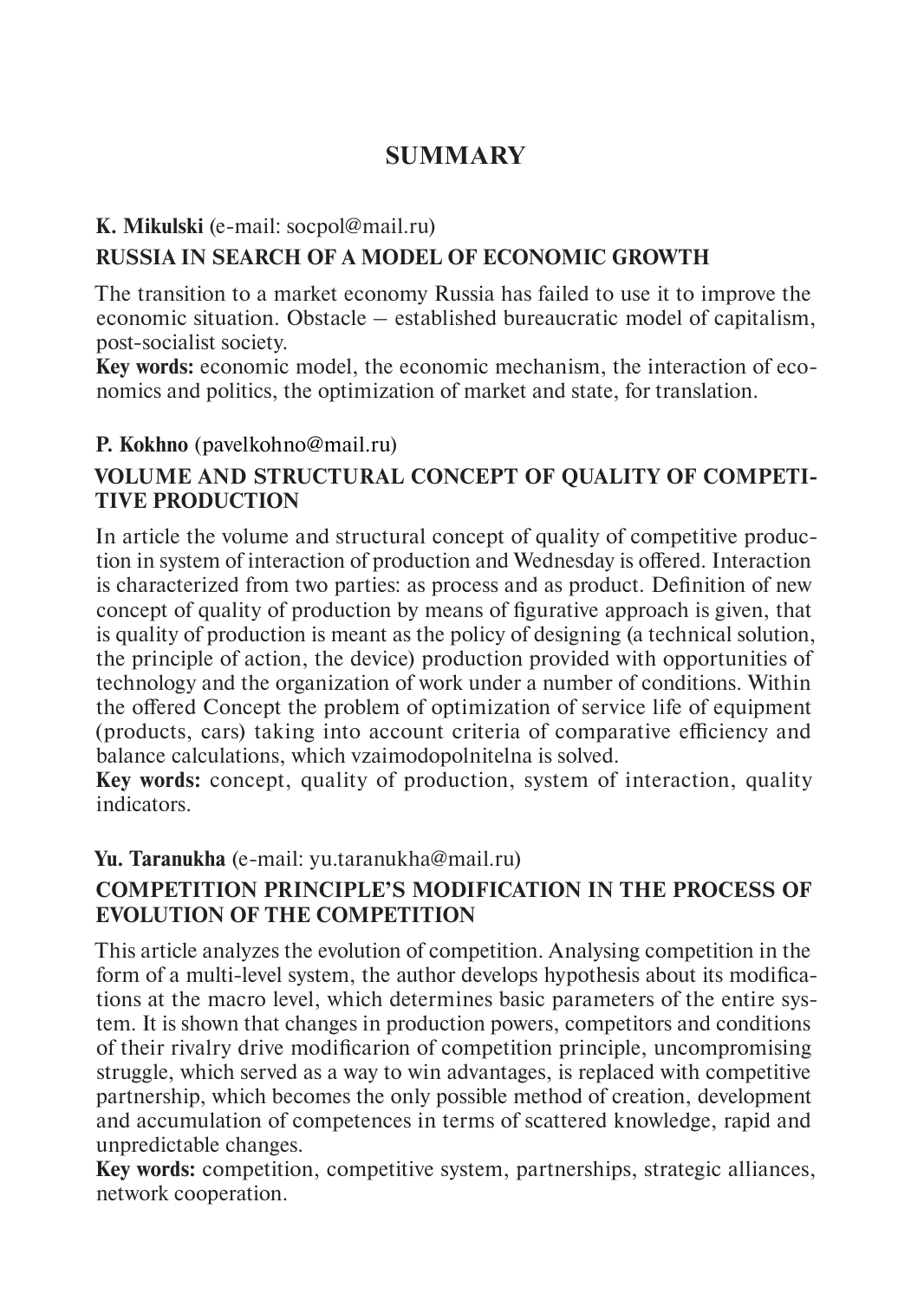# SUMMARY

**K. Mikulski** (e-mail: socpol@mail.ru)

## RUSSIA IN SEARCH OF A MODEL OF ECONOMIC GROWTH

The transition to a market economy Russia has failed to use it to improve the economic situation. Obstacle – established bureaucratic model of capitalism, post-socialist society.

**Key words:** economic model, the economic mechanism, the interaction of economics and politics, the optimization of market and state, for translation.

**P. Kokhno** (pavelkohno@mail.ru)

## VOLUME AND STRUCTURAL CONCEPT OF QUALITY OF COMPETITIVE PRODUCTION

In article the volume and structural concept of quality of competitive production in system of interaction of production and Wednesday is offered. Interaction is characterized from two parties: as process and as product. Definition of new concept of quality of production by means of figurative approach is given, that is quality of production is meant as the policy of designing (a technical solution, the principle of action, the device) production provided with opportunities of technology and the organization of work under a number of conditions. Within the offered Concept the problem of optimization of service life of equipment (products, cars) taking into account criteria of comparative efficiency and balance calculations, which vzaimodopolnitelna is solved.

**Key words:** concept, quality of production, system of interaction, quality indicators.

**Yu. Taranukha** (e-mail: yu.taranukha@mail.ru)

## COMPETITION PRINCIPLE'S MODIFICATION IN THE PROCESS OF EVOLUTION OF THE COMPETITION

This article analyzes the evolution of competition. Analysing competition in the form of a multi-level system, the author develops hypothesis about its modifications at the macro level, which determines basic parameters of the entire system. It is shown that changes in production powers, competitors and conditions of their rivalry drive modificarion of competition principle, uncompromising struggle, which served as a way to win advantages, is replaced with competitive partnership, which becomes the only possible method of creation, development and accumulation of competences in terms of scattered knowledge, rapid and unpredictable changes.

**Key words:** competition, competitive system, partnerships, strategic alliances, network cooperation.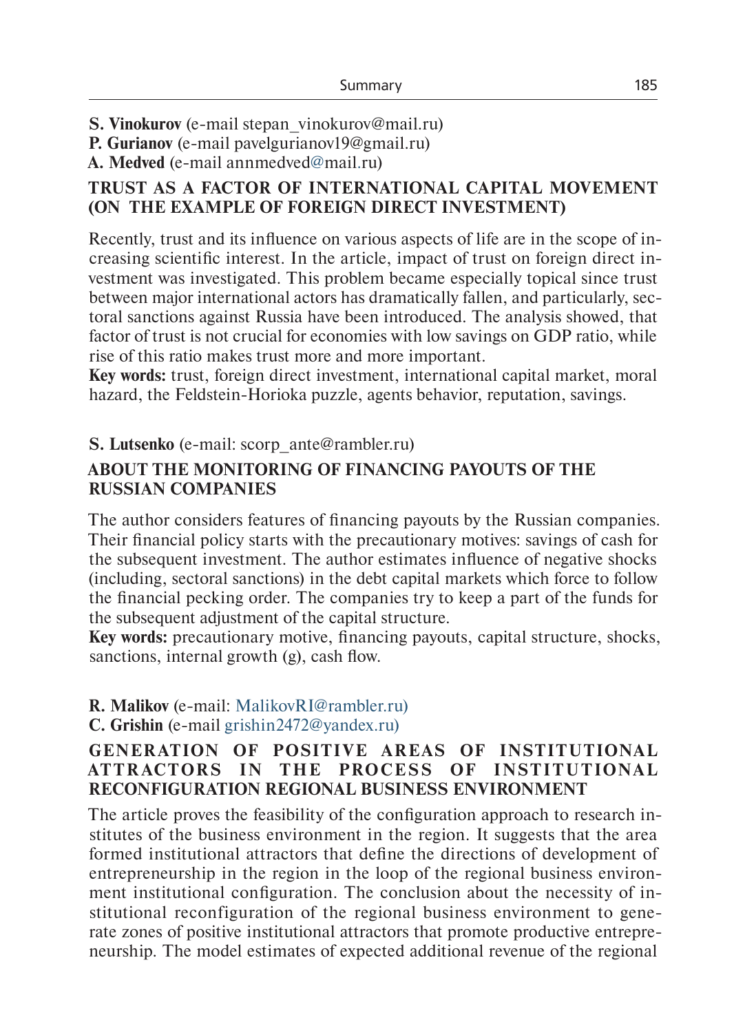**S. Vinokurov** (e-mail stepan_vinokurov@mail.ru)
**P. Gurianov** (e-mail pavelgurianov19@gmail.ru)
**A. Medved** (e-mail annmedved@mail.ru)

## TRUST AS A FACTOR OF INTERNATIONAL CAPITAL MOVEMENT (ON THE EXAMPLE OF FOREIGN DIRECT INVESTMENT)

Recently, trust and its influence on various aspects of life are in the scope of increasing scientific interest. In the article, impact of trust on foreign direct investment was investigated. This problem became especially topical since trust between major international actors has dramatically fallen, and particularly, sectoral sanctions against Russia have been introduced. The analysis showed, that factor of trust is not crucial for economies with low savings on GDP ratio, while rise of this ratio makes trust more and more important.

**Key words:** trust, foreign direct investment, international capital market, moral hazard, the Feldstein-Horioka puzzle, agents behavior, reputation, savings.

**S. Lutsenko** (e-mail: scorp_ante@rambler.ru)

## ABOUT THE MONITORING OF FINANCING PAYOUTS OF THE RUSSIAN COMPANIES

The author considers features of financing payouts by the Russian companies. Their financial policy starts with the precautionary motives: savings of cash for the subsequent investment. The author estimates influence of negative shocks (including, sectoral sanctions) in the debt capital markets which force to follow the financial pecking order. The companies try to keep a part of the funds for the subsequent adjustment of the capital structure.

**Key words:** precautionary motive, financing payouts, capital structure, shocks, sanctions, internal growth (g), cash flow.

**R. Malikov** (e-mail: MalikovRI@rambler.ru)
**C. Grishin** (e-mail grishin2472@yandex.ru)

## GENERATION OF POSITIVE AREAS OF INSTITUTIONAL ATTRACTORS IN THE PROCESS OF INSTITUTIONAL RECONFIGURATION REGIONAL BUSINESS ENVIRONMENT

The article proves the feasibility of the configuration approach to research institutes of the business environment in the region. It suggests that the area formed institutional attractors that define the directions of development of entrepreneurship in the region in the loop of the regional business environment institutional configuration. The conclusion about the necessity of institutional reconfiguration of the regional business environment to generate zones of positive institutional attractors that promote productive entrepreneurship. The model estimates of expected additional revenue of the regional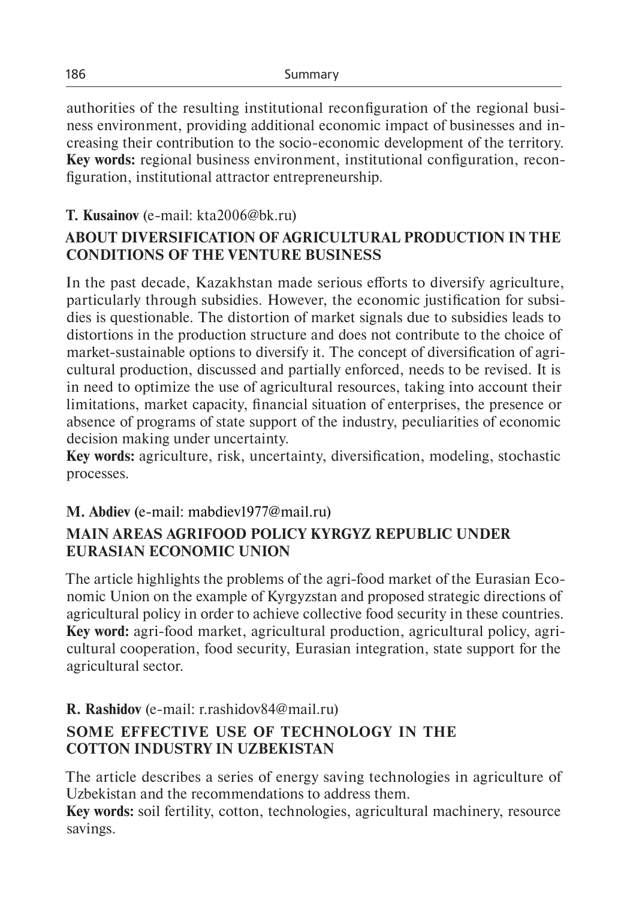authorities of the resulting institutional reconfiguration of the regional business environment, providing additional economic impact of businesses and increasing their contribution to the socio-economic development of the territory.
**Key words:** regional business environment, institutional configuration, reconfiguration, institutional attractor entrepreneurship.

**T. Kusainov** (e-mail: kta2006@bk.ru)

## ABOUT DIVERSIFICATION OF AGRICULTURAL PRODUCTION IN THE CONDITIONS OF THE VENTURE BUSINESS

In the past decade, Kazakhstan made serious efforts to diversify agriculture, particularly through subsidies. However, the economic justification for subsidies is questionable. The distortion of market signals due to subsidies leads to distortions in the production structure and does not contribute to the choice of market-sustainable options to diversify it. The concept of diversification of agricultural production, discussed and partially enforced, needs to be revised. It is in need to optimize the use of agricultural resources, taking into account their limitations, market capacity, financial situation of enterprises, the presence or absence of programs of state support of the industry, peculiarities of economic decision making under uncertainty.
**Key words:** agriculture, risk, uncertainty, diversification, modeling, stochastic processes.

**M. Abdiev** (e-mail: mabdiev1977@mail.ru)

## MAIN AREAS AGRIFOOD POLICY KYRGYZ REPUBLIC UNDER EURASIAN ECONOMIC UNION

The article highlights the problems of the agri-food market of the Eurasian Economic Union on the example of Kyrgyzstan and proposed strategic directions of agricultural policy in order to achieve collective food security in these countries.
**Key word:** agri-food market, agricultural production, agricultural policy, agricultural cooperation, food security, Eurasian integration, state support for the agricultural sector.

**R. Rashidov** (e-mail: r.rashidov84@mail.ru)

## SOME EFFECTIVE USE OF TECHNOLOGY IN THE COTTON INDUSTRY IN UZBEKISTAN

The article describes a series of energy saving technologies in agriculture of Uzbekistan and the recommendations to address them.
**Key words:** soil fertility, cotton, technologies, agricultural machinery, resource savings.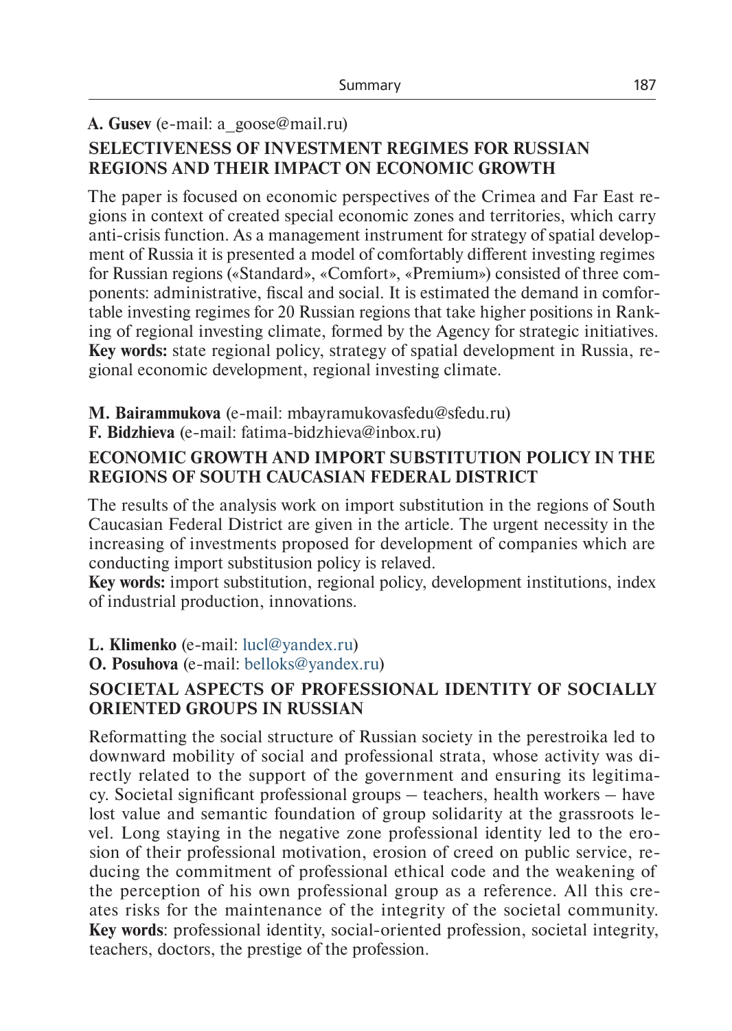**A. Gusev** (e-mail: a_goose@mail.ru)

## SELECTIVENESS OF INVESTMENT REGIMES FOR RUSSIAN REGIONS AND THEIR IMPACT ON ECONOMIC GROWTH

The paper is focused on economic perspectives of the Crimea and Far East regions in context of created special economic zones and territories, which carry anti-crisis function. As a management instrument for strategy of spatial development of Russia it is presented a model of comfortably different investing regimes for Russian regions («Standard», «Comfort», «Premium») consisted of three components: administrative, fiscal and social. It is estimated the demand in comfortable investing regimes for 20 Russian regions that take higher positions in Ranking of regional investing climate, formed by the Agency for strategic initiatives.
**Key words:** state regional policy, strategy of spatial development in Russia, regional economic development, regional investing climate.

**M. Bairammukova** (e-mail: mbayramukovasfedu@sfedu.ru)
**F. Bidzhieva** (e-mail: fatima-bidzhieva@inbox.ru)

## ECONOMIC GROWTH AND IMPORT SUBSTITUTION POLICY IN THE REGIONS OF SOUTH CAUCASIAN FEDERAL DISTRICT

The results of the analysis work on import substitution in the regions of South Caucasian Federal District are given in the article. The urgent necessity in the increasing of investments proposed for development of companies which are conducting import substitusion policy is relaved.
**Key words:** import substitution, regional policy, development institutions, index of industrial production, innovations.

**L. Klimenko** (e-mail: lucl@yandex.ru)
**O. Posuhova** (e-mail: belloks@yandex.ru)

## SOCIETAL ASPECTS OF PROFESSIONAL IDENTITY OF SOCIALLY ORIENTED GROUPS IN RUSSIAN

Reformatting the social structure of Russian society in the perestroika led to downward mobility of social and professional strata, whose activity was directly related to the support of the government and ensuring its legitimacy. Societal significant professional groups – teachers, health workers – have lost value and semantic foundation of group solidarity at the grassroots level. Long staying in the negative zone professional identity led to the erosion of their professional motivation, erosion of creed on public service, reducing the commitment of professional ethical code and the weakening of the perception of his own professional group as a reference. All this creates risks for the maintenance of the integrity of the societal community.
**Key words**: professional identity, social-oriented profession, societal integrity, teachers, doctors, the prestige of the profession.